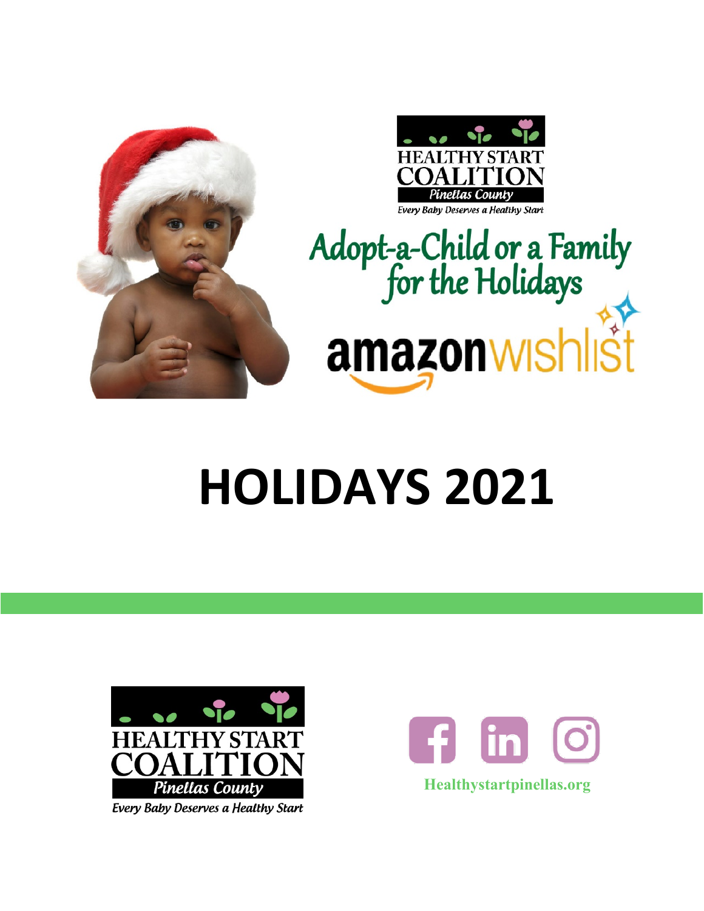HEALTHY START COALITION

Pinellas County

*Every Baby Deserves a Healthy Start*

# Adopt-a-Child or a Family for the Holidays

amazon wishlist

# HOLIDAYS 2021

HEALTHY START COALITION

Pinellas County

*Every Baby Deserves a Healthy Start*

Healthystartpinellas.org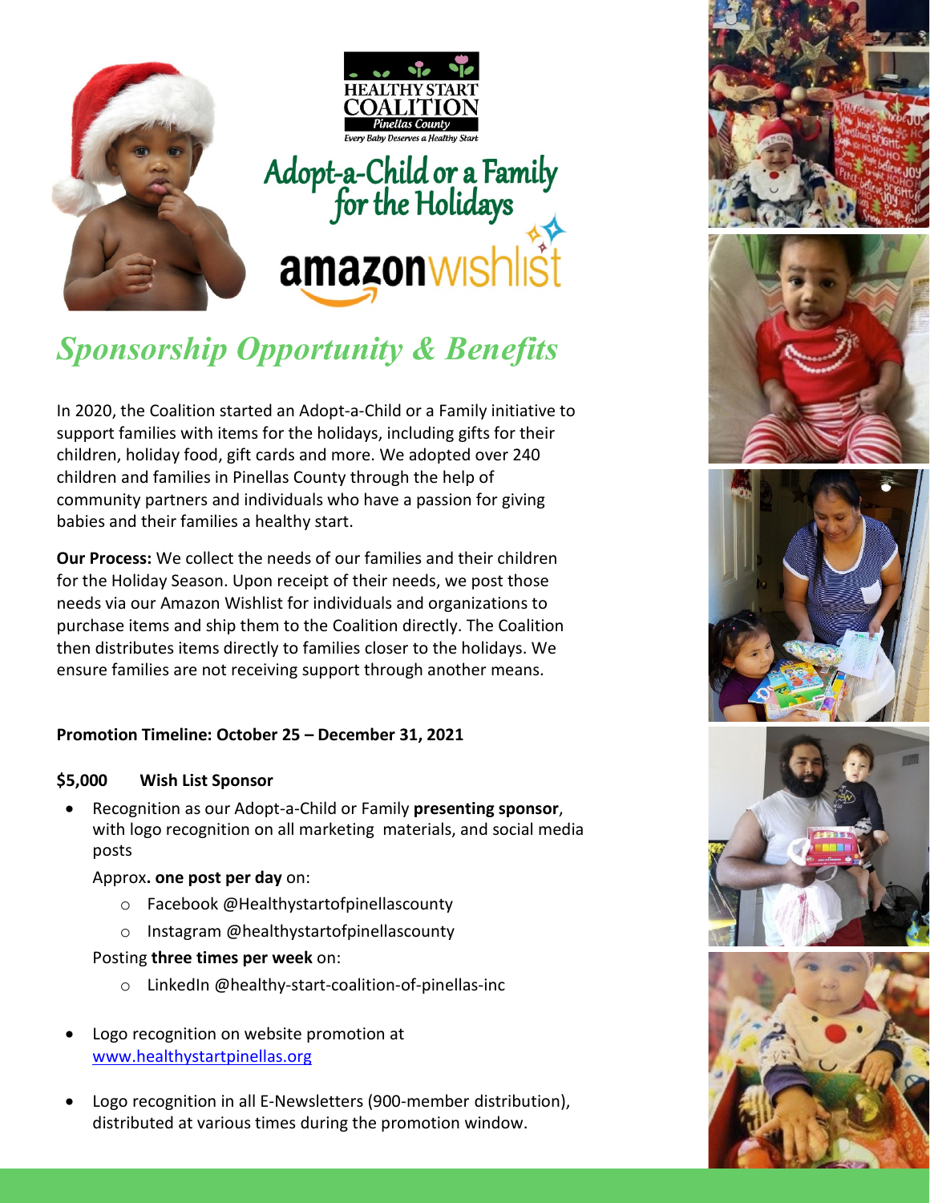HEALTHY START COALITION

Pinellas County

Every Baby Deserves a Healthy Start

# Adopt-a-Child or a Family for the Holidays

amazonwishlist

## *Sponsorship Opportunity & Benefits*

In 2020, the Coalition started an Adopt-a-Child or a Family initiative to support families with items for the holidays, including gifts for their children, holiday food, gift cards and more. We adopted over 240 children and families in Pinellas County through the help of community partners and individuals who have a passion for giving babies and their families a healthy start.

**Our Process:** We collect the needs of our families and their children for the Holiday Season. Upon receipt of their needs, we post those needs via our Amazon Wishlist for individuals and organizations to purchase items and ship them to the Coalition directly. The Coalition then distributes items directly to families closer to the holidays. We ensure families are not receiving support through another means.

**Promotion Timeline: October 25 – December 31, 2021**

**$5,000 Wish List Sponsor**

- Recognition as our Adopt-a-Child or Family **presenting sponsor**, with logo recognition on all marketing materials, and social media posts

  Approx**. one post per day** on:

  - Facebook @Healthystartofpinellascounty
  - Instagram @healthystartofpinellascounty

  Posting **three times per week** on:

  - LinkedIn @healthy-start-coalition-of-pinellas-inc

- Logo recognition on website promotion at www.healthystartpinellas.org

- Logo recognition in all E-Newsletters (900-member distribution), distributed at various times during the promotion window.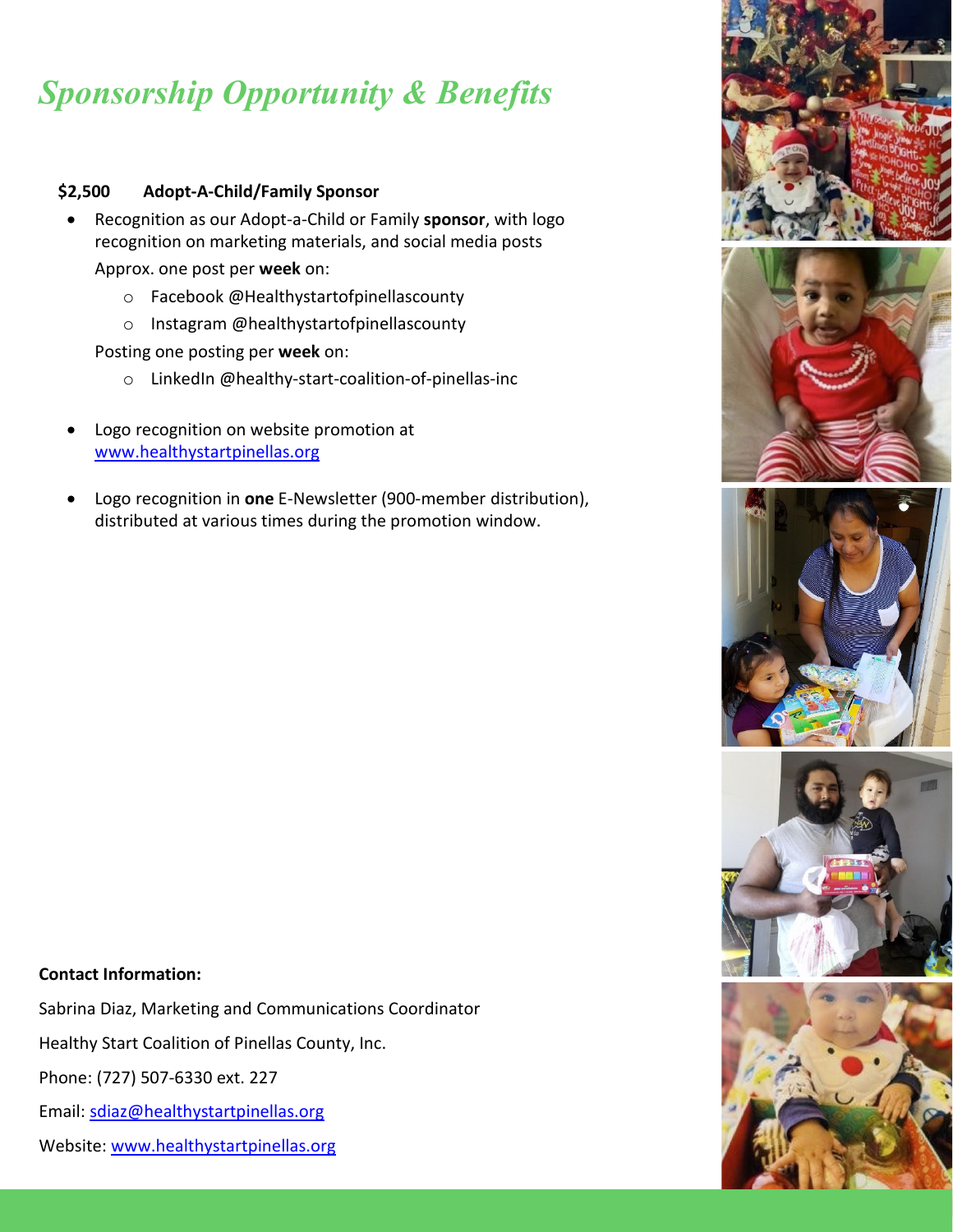# *Sponsorship Opportunity & Benefits*

**$2,500 Adopt-A-Child/Family Sponsor**

- Recognition as our Adopt-a-Child or Family **sponsor**, with logo recognition on marketing materials, and social media posts

  Approx. one post per **week** on:
  - Facebook @Healthystartofpinellascounty
  - Instagram @healthystartofpinellascounty

  Posting one posting per **week** on:
  - LinkedIn @healthy-start-coalition-of-pinellas-inc

- Logo recognition on website promotion at www.healthystartpinellas.org

- Logo recognition in **one** E-Newsletter (900-member distribution), distributed at various times during the promotion window.

**Contact Information:**

Sabrina Diaz, Marketing and Communications Coordinator

Healthy Start Coalition of Pinellas County, Inc.

Phone: (727) 507-6330 ext. 227

Email: sdiaz@healthystartpinellas.org

Website: www.healthystartpinellas.org